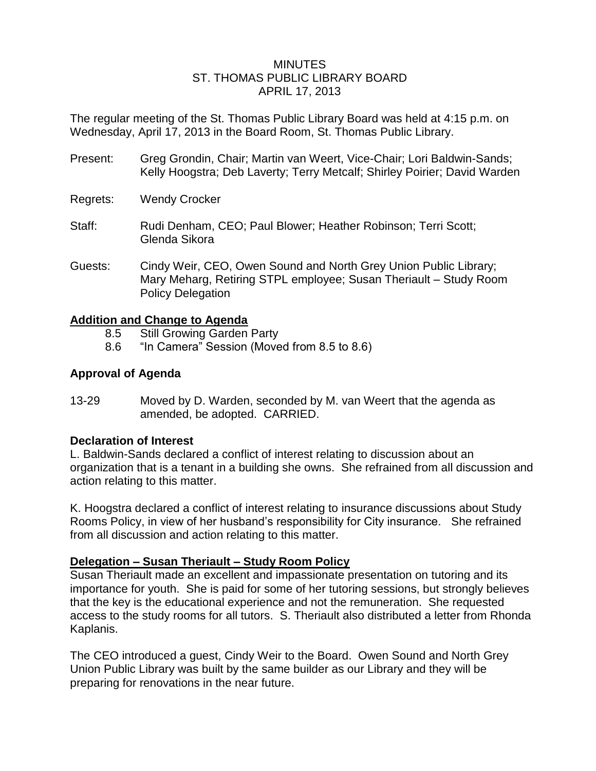MINUTES
ST. THOMAS PUBLIC LIBRARY BOARD
APRIL 17, 2013

The regular meeting of the St. Thomas Public Library Board was held at 4:15 p.m. on Wednesday, April 17, 2013 in the Board Room, St. Thomas Public Library.

Present: Greg Grondin, Chair; Martin van Weert, Vice-Chair; Lori Baldwin-Sands; Kelly Hoogstra; Deb Laverty; Terry Metcalf; Shirley Poirier; David Warden

Regrets: Wendy Crocker

Staff: Rudi Denham, CEO; Paul Blower; Heather Robinson; Terri Scott; Glenda Sikora

Guests: Cindy Weir, CEO, Owen Sound and North Grey Union Public Library; Mary Meharg, Retiring STPL employee; Susan Theriault – Study Room Policy Delegation

**Addition and Change to Agenda**

8.5 Still Growing Garden Party
8.6 "In Camera" Session (Moved from 8.5 to 8.6)

**Approval of Agenda**

13-29 Moved by D. Warden, seconded by M. van Weert that the agenda as amended, be adopted. CARRIED.

**Declaration of Interest**

L. Baldwin-Sands declared a conflict of interest relating to discussion about an organization that is a tenant in a building she owns. She refrained from all discussion and action relating to this matter.

K. Hoogstra declared a conflict of interest relating to insurance discussions about Study Rooms Policy, in view of her husband's responsibility for City insurance. She refrained from all discussion and action relating to this matter.

**Delegation – Susan Theriault – Study Room Policy**

Susan Theriault made an excellent and impassionate presentation on tutoring and its importance for youth. She is paid for some of her tutoring sessions, but strongly believes that the key is the educational experience and not the remuneration. She requested access to the study rooms for all tutors. S. Theriault also distributed a letter from Rhonda Kaplanis.

The CEO introduced a guest, Cindy Weir to the Board. Owen Sound and North Grey Union Public Library was built by the same builder as our Library and they will be preparing for renovations in the near future.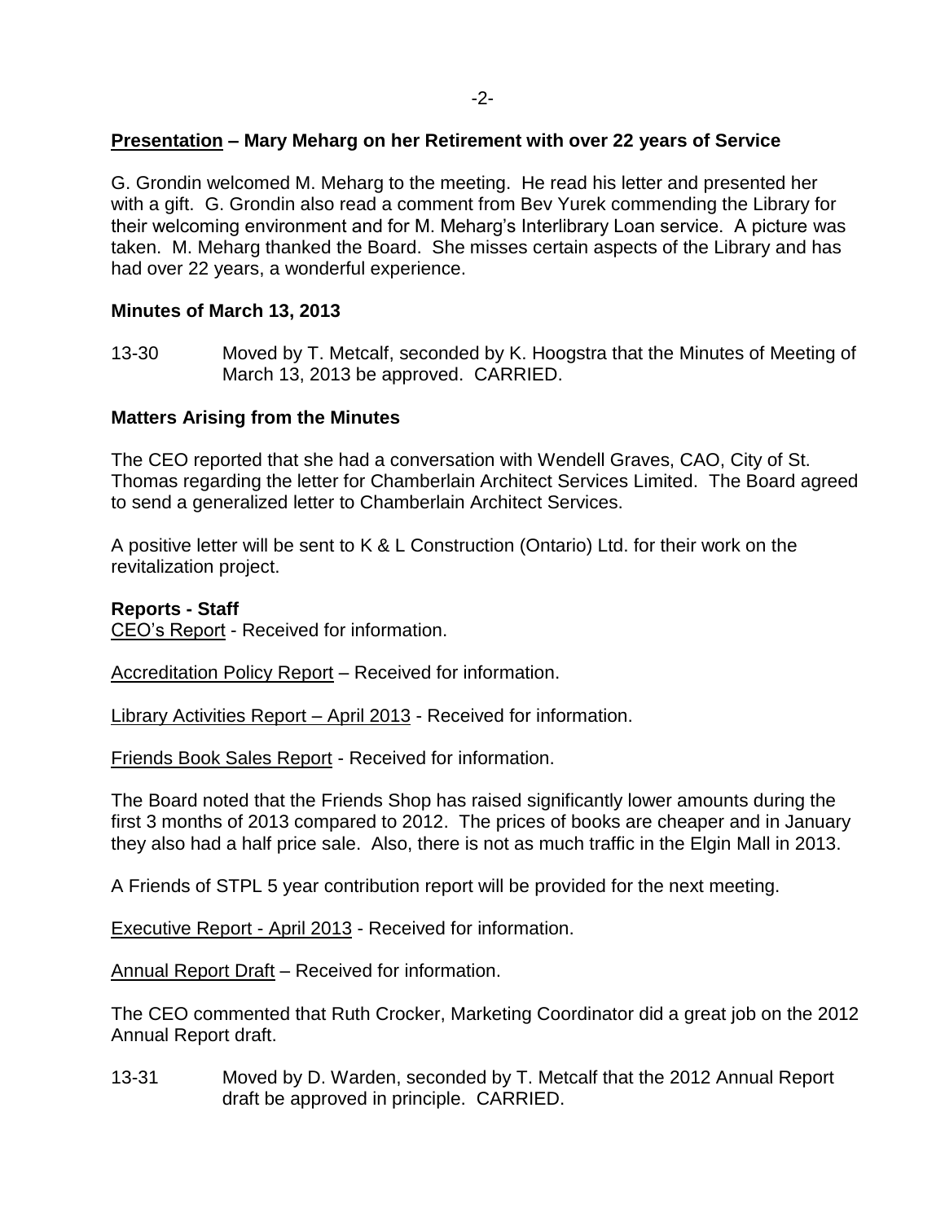## **Presentation – Mary Meharg on her Retirement with over 22 years of Service**

G. Grondin welcomed M. Meharg to the meeting. He read his letter and presented her with a gift. G. Grondin also read a comment from Bev Yurek commending the Library for their welcoming environment and for M. Meharg's Interlibrary Loan service. A picture was taken. M. Meharg thanked the Board. She misses certain aspects of the Library and has had over 22 years, a wonderful experience.

## Minutes of March 13, 2013

13-30 Moved by T. Metcalf, seconded by K. Hoogstra that the Minutes of Meeting of March 13, 2013 be approved. CARRIED.

## Matters Arising from the Minutes

The CEO reported that she had a conversation with Wendell Graves, CAO, City of St. Thomas regarding the letter for Chamberlain Architect Services Limited. The Board agreed to send a generalized letter to Chamberlain Architect Services.

A positive letter will be sent to K & L Construction (Ontario) Ltd. for their work on the revitalization project.

## Reports - Staff

CEO's Report - Received for information.

Accreditation Policy Report – Received for information.

Library Activities Report – April 2013 - Received for information.

Friends Book Sales Report - Received for information.

The Board noted that the Friends Shop has raised significantly lower amounts during the first 3 months of 2013 compared to 2012. The prices of books are cheaper and in January they also had a half price sale. Also, there is not as much traffic in the Elgin Mall in 2013.

A Friends of STPL 5 year contribution report will be provided for the next meeting.

Executive Report - April 2013 - Received for information.

Annual Report Draft – Received for information.

The CEO commented that Ruth Crocker, Marketing Coordinator did a great job on the 2012 Annual Report draft.

13-31 Moved by D. Warden, seconded by T. Metcalf that the 2012 Annual Report draft be approved in principle. CARRIED.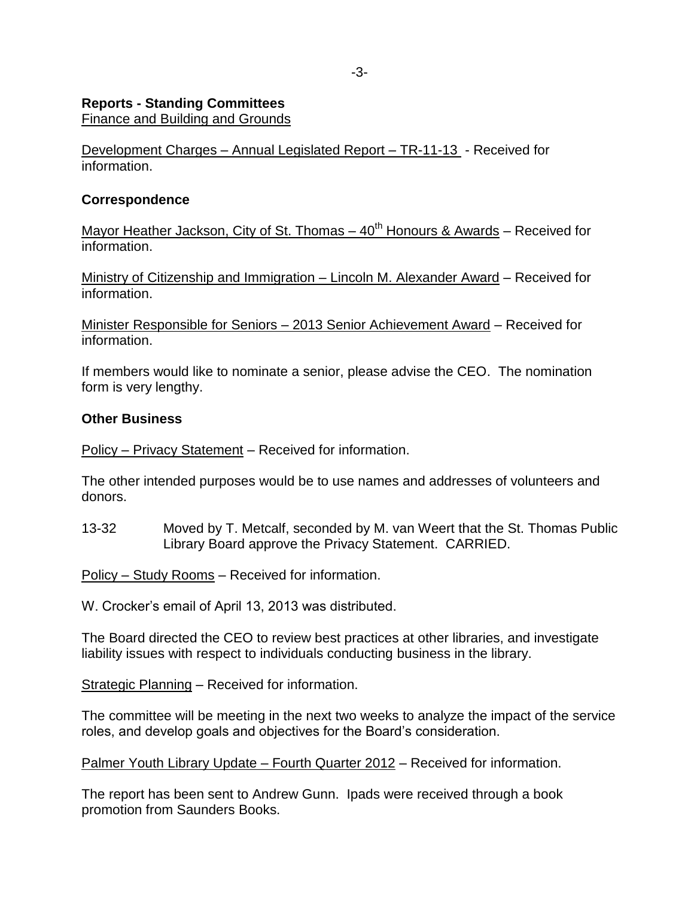**Reports - Standing Committees**
Finance and Building and Grounds

Development Charges – Annual Legislated Report – TR-11-13 - Received for information.

**Correspondence**

Mayor Heather Jackson, City of St. Thomas – 40th Honours & Awards – Received for information.

Ministry of Citizenship and Immigration – Lincoln M. Alexander Award – Received for information.

Minister Responsible for Seniors – 2013 Senior Achievement Award – Received for information.

If members would like to nominate a senior, please advise the CEO. The nomination form is very lengthy.

**Other Business**

Policy – Privacy Statement – Received for information.

The other intended purposes would be to use names and addresses of volunteers and donors.

13-32 Moved by T. Metcalf, seconded by M. van Weert that the St. Thomas Public Library Board approve the Privacy Statement. CARRIED.

Policy – Study Rooms – Received for information.

W. Crocker's email of April 13, 2013 was distributed.

The Board directed the CEO to review best practices at other libraries, and investigate liability issues with respect to individuals conducting business in the library.

Strategic Planning – Received for information.

The committee will be meeting in the next two weeks to analyze the impact of the service roles, and develop goals and objectives for the Board's consideration.

Palmer Youth Library Update – Fourth Quarter 2012 – Received for information.

The report has been sent to Andrew Gunn. Ipads were received through a book promotion from Saunders Books.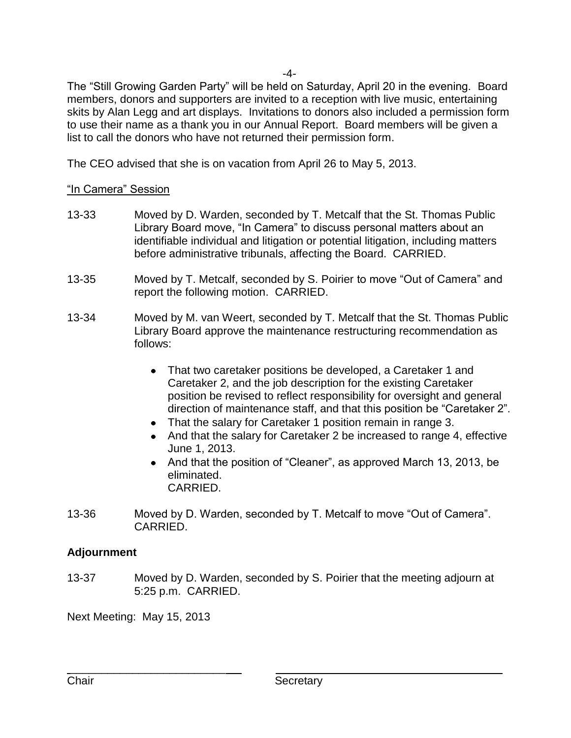The “Still Growing Garden Party” will be held on Saturday, April 20 in the evening. Board members, donors and supporters are invited to a reception with live music, entertaining skits by Alan Legg and art displays. Invitations to donors also included a permission form to use their name as a thank you in our Annual Report. Board members will be given a list to call the donors who have not returned their permission form.

The CEO advised that she is on vacation from April 26 to May 5, 2013.

“In Camera” Session

13-33 Moved by D. Warden, seconded by T. Metcalf that the St. Thomas Public Library Board move, “In Camera” to discuss personal matters about an identifiable individual and litigation or potential litigation, including matters before administrative tribunals, affecting the Board. CARRIED.

13-35 Moved by T. Metcalf, seconded by S. Poirier to move “Out of Camera” and report the following motion. CARRIED.

13-34 Moved by M. van Weert, seconded by T. Metcalf that the St. Thomas Public Library Board approve the maintenance restructuring recommendation as follows:

- That two caretaker positions be developed, a Caretaker 1 and Caretaker 2, and the job description for the existing Caretaker position be revised to reflect responsibility for oversight and general direction of maintenance staff, and that this position be “Caretaker 2”.
- That the salary for Caretaker 1 position remain in range 3.
- And that the salary for Caretaker 2 be increased to range 4, effective June 1, 2013.
- And that the position of “Cleaner”, as approved March 13, 2013, be eliminated.
  CARRIED.

13-36 Moved by D. Warden, seconded by T. Metcalf to move “Out of Camera”. CARRIED.

**Adjournment**

13-37 Moved by D. Warden, seconded by S. Poirier that the meeting adjourn at 5:25 p.m. CARRIED.

Next Meeting: May 15, 2013

\_\_\_\_\_\_\_\_\_\_\_\_\_\_\_\_\_\_\_\_\_\_\_\_\_\_\_\_ \_\_\_\_\_\_\_\_\_\_\_\_\_\_\_\_\_\_\_\_\_\_\_\_\_\_\_\_\_\_\_\_\_\_\_\_\_\_\_\_

Chair Secretary